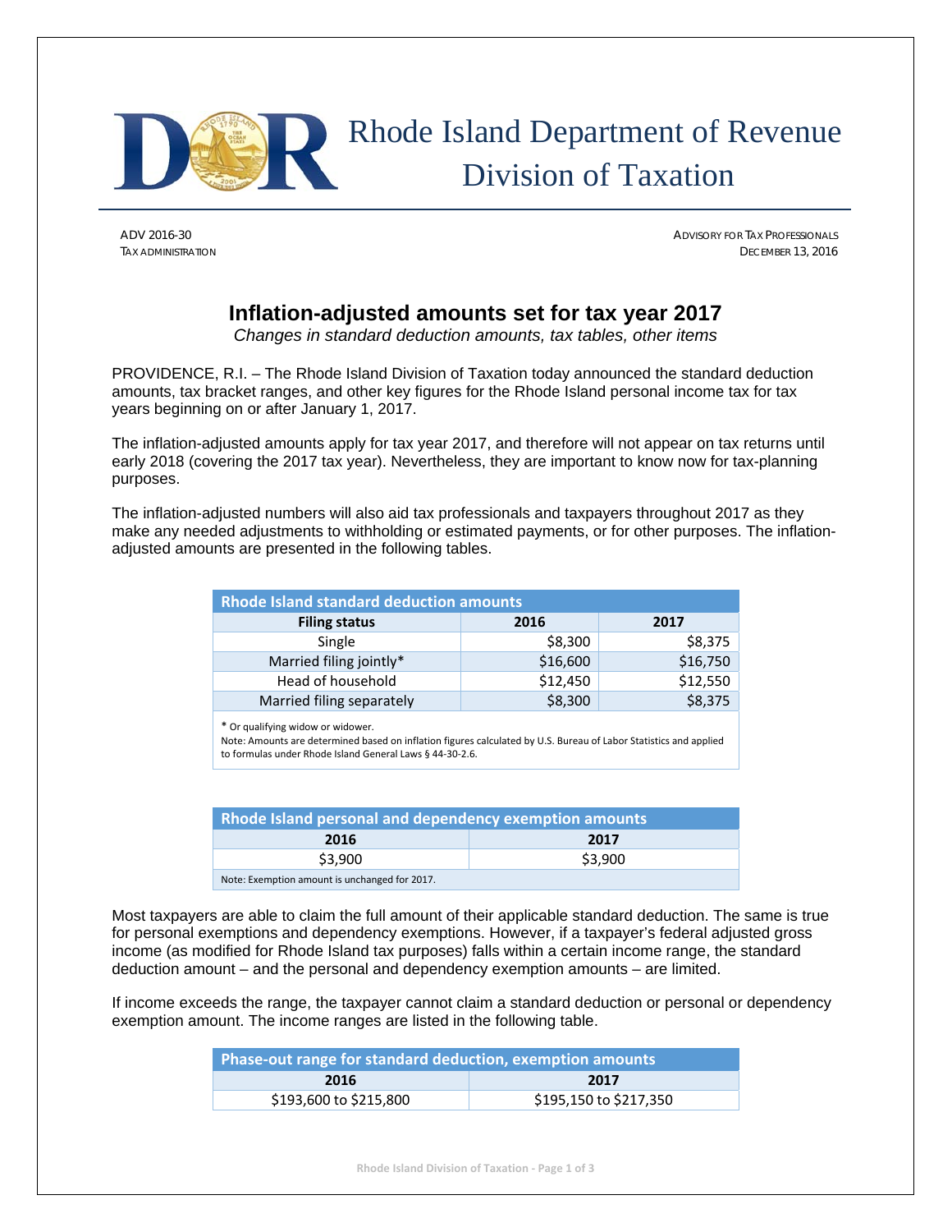# Rhode Island Department of Revenue Division of Taxation

ADV 2016-30
TAX ADMINISTRATION

ADVISORY FOR TAX PROFESSIONALS
DECEMBER 13, 2016

## Inflation-adjusted amounts set for tax year 2017

*Changes in standard deduction amounts, tax tables, other items*

PROVIDENCE, R.I. – The Rhode Island Division of Taxation today announced the standard deduction amounts, tax bracket ranges, and other key figures for the Rhode Island personal income tax for tax years beginning on or after January 1, 2017.

The inflation-adjusted amounts apply for tax year 2017, and therefore will not appear on tax returns until early 2018 (covering the 2017 tax year). Nevertheless, they are important to know now for tax-planning purposes.

The inflation-adjusted numbers will also aid tax professionals and taxpayers throughout 2017 as they make any needed adjustments to withholding or estimated payments, or for other purposes. The inflation-adjusted amounts are presented in the following tables.

**Rhode Island standard deduction amounts**

| Filing status | 2016 | 2017 |
|---|---|---|
| Single | $8,300 | $8,375 |
| Married filing jointly* | $16,600 | $16,750 |
| Head of household | $12,450 | $12,550 |
| Married filing separately | $8,300 | $8,375 |

* Or qualifying widow or widower.
Note: Amounts are determined based on inflation figures calculated by U.S. Bureau of Labor Statistics and applied to formulas under Rhode Island General Laws § 44-30-2.6.

**Rhode Island personal and dependency exemption amounts**

| 2016 | 2017 |
|---|---|
| $3,900 | $3,900 |

Note: Exemption amount is unchanged for 2017.

Most taxpayers are able to claim the full amount of their applicable standard deduction. The same is true for personal exemptions and dependency exemptions. However, if a taxpayer's federal adjusted gross income (as modified for Rhode Island tax purposes) falls within a certain income range, the standard deduction amount – and the personal and dependency exemption amounts – are limited.

If income exceeds the range, the taxpayer cannot claim a standard deduction or personal or dependency exemption amount. The income ranges are listed in the following table.

**Phase-out range for standard deduction, exemption amounts**

| 2016 | 2017 |
|---|---|
| $193,600 to $215,800 | $195,150 to $217,350 |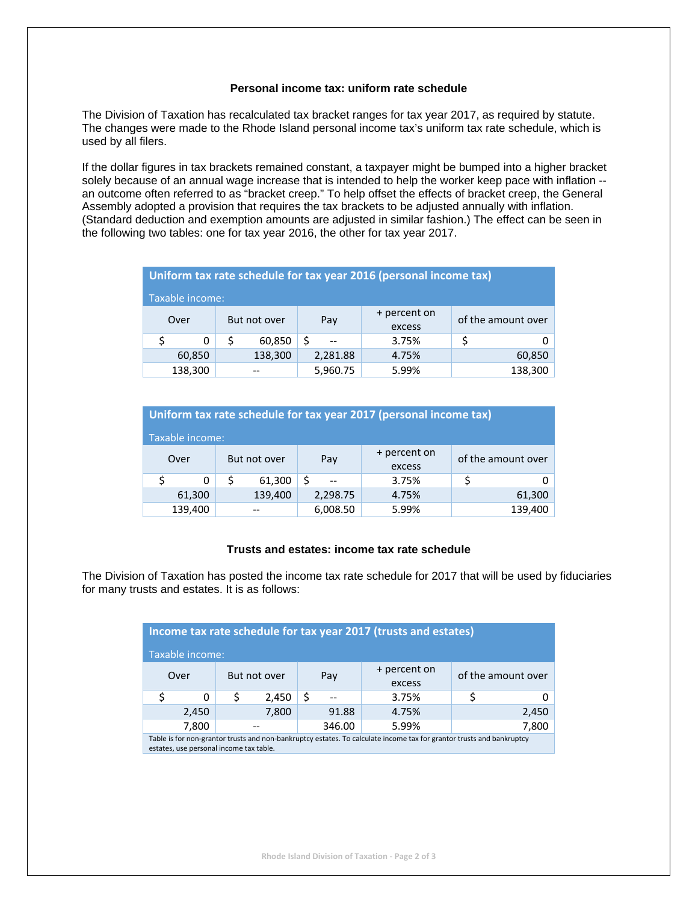### Personal income tax: uniform rate schedule

The Division of Taxation has recalculated tax bracket ranges for tax year 2017, as required by statute. The changes were made to the Rhode Island personal income tax's uniform tax rate schedule, which is used by all filers.

If the dollar figures in tax brackets remained constant, a taxpayer might be bumped into a higher bracket solely because of an annual wage increase that is intended to help the worker keep pace with inflation -- an outcome often referred to as "bracket creep." To help offset the effects of bracket creep, the General Assembly adopted a provision that requires the tax brackets to be adjusted annually with inflation. (Standard deduction and exemption amounts are adjusted in similar fashion.) The effect can be seen in the following two tables: one for tax year 2016, the other for tax year 2017.

**Uniform tax rate schedule for tax year 2016 (personal income tax)**

Taxable income:

| Over | But not over | Pay | + percent on excess | of the amount over |
|---|---|---|---|---|
| $ 0 | $ 60,850 | $ -- | 3.75% | $ 0 |
| 60,850 | 138,300 | 2,281.88 | 4.75% | 60,850 |
| 138,300 | -- | 5,960.75 | 5.99% | 138,300 |

**Uniform tax rate schedule for tax year 2017 (personal income tax)**

Taxable income:

| Over | But not over | Pay | + percent on excess | of the amount over |
|---|---|---|---|---|
| $ 0 | $ 61,300 | $ -- | 3.75% | $ 0 |
| 61,300 | 139,400 | 2,298.75 | 4.75% | 61,300 |
| 139,400 | -- | 6,008.50 | 5.99% | 139,400 |

### Trusts and estates: income tax rate schedule

The Division of Taxation has posted the income tax rate schedule for 2017 that will be used by fiduciaries for many trusts and estates. It is as follows:

**Income tax rate schedule for tax year 2017 (trusts and estates)**

Taxable income:

| Over | But not over | Pay | + percent on excess | of the amount over |
|---|---|---|---|---|
| $ 0 | $ 2,450 | $ -- | 3.75% | $ 0 |
| 2,450 | 7,800 | 91.88 | 4.75% | 2,450 |
| 7,800 | -- | 346.00 | 5.99% | 7,800 |

Table is for non-grantor trusts and non-bankruptcy estates. To calculate income tax for grantor trusts and bankruptcy estates, use personal income tax table.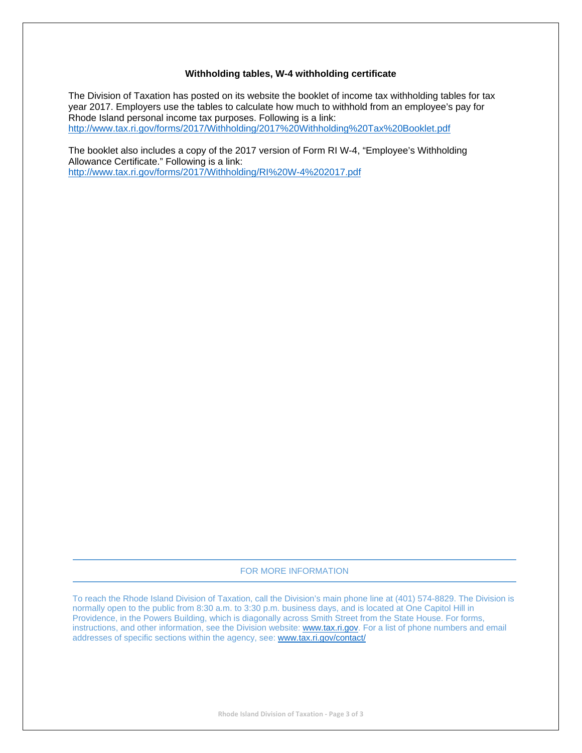### Withholding tables, W-4 withholding certificate

The Division of Taxation has posted on its website the booklet of income tax withholding tables for tax year 2017. Employers use the tables to calculate how much to withhold from an employee's pay for Rhode Island personal income tax purposes. Following is a link:
http://www.tax.ri.gov/forms/2017/Withholding/2017%20Withholding%20Tax%20Booklet.pdf

The booklet also includes a copy of the 2017 version of Form RI W-4, "Employee's Withholding Allowance Certificate." Following is a link:
http://www.tax.ri.gov/forms/2017/Withholding/RI%20W-4%202017.pdf

---

FOR MORE INFORMATION

---

To reach the Rhode Island Division of Taxation, call the Division's main phone line at (401) 574-8829. The Division is normally open to the public from 8:30 a.m. to 3:30 p.m. business days, and is located at One Capitol Hill in Providence, in the Powers Building, which is diagonally across Smith Street from the State House. For forms, instructions, and other information, see the Division website: www.tax.ri.gov. For a list of phone numbers and email addresses of specific sections within the agency, see: www.tax.ri.gov/contact/